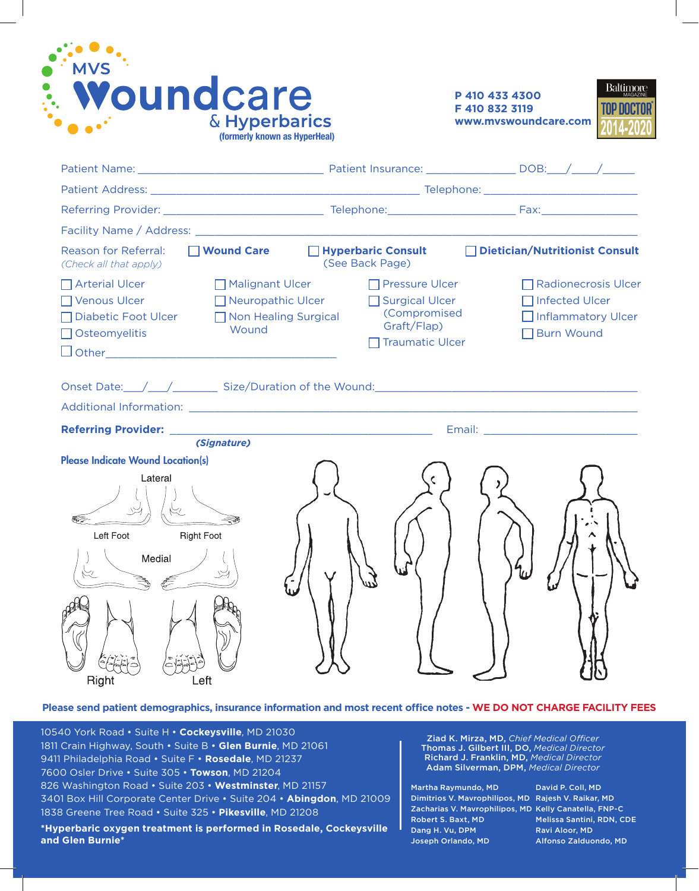# MVS Woundcare & Hyperbarics

**(formerly known as HyperHeal)**

**P 410 433 4300**
**F 410 832 3119**
**www.mvswoundcare.com**

Baltimore MAGAZINE TOP DOCTOR 2014-2020

Patient Name: ______________________________ Patient Insurance: ______________ DOB:___/____/_____

Patient Address: ____________________________________________ Telephone: _________________________

Referring Provider: __________________________ Telephone:_____________________ Fax:________________

Facility Name / Address: __________________________________________________________________________

Reason for Referral: *(Check all that apply)*

- ☐ **Wound Care**
- ☐ **Hyperbaric Consult** (See Back Page)
- ☐ **Dietician/Nutritionist Consult**

- ☐ Arterial Ulcer
- ☐ Venous Ulcer
- ☐ Diabetic Foot Ulcer
- ☐ Osteomyelitis
- ☐ Other______________________________________
- ☐ Malignant Ulcer
- ☐ Neuropathic Ulcer
- ☐ Non Healing Surgical Wound
- ☐ Pressure Ulcer
- ☐ Surgical Ulcer (Compromised Graft/Flap)
- ☐ Traumatic Ulcer
- ☐ Radionecrosis Ulcer
- ☐ Infected Ulcer
- ☐ Inflammatory Ulcer
- ☐ Burn Wound

Onset Date:___/___/_______ Size/Duration of the Wound:__________________________________________

Additional Information: ____________________________________________________________________________

**Referring Provider:** ___________________________________________ Email: _________________________
***(Signature)***

**Please Indicate Wound Location(s)**

Lateral

Left Foot    Right Foot

Medial

Right    Left

**Please send patient demographics, insurance information and most recent office notes - WE DO NOT CHARGE FACILITY FEES**

10540 York Road • Suite H • **Cockeysville**, MD 21030
1811 Crain Highway, South • Suite B • **Glen Burnie**, MD 21061
9411 Philadelphia Road • Suite F • **Rosedale**, MD 21237
7600 Osler Drive • Suite 305 • **Towson**, MD 21204
826 Washington Road • Suite 203 • **Westminster**, MD 21157
3401 Box Hill Corporate Center Drive • Suite 204 • **Abingdon**, MD 21009
1838 Greene Tree Road • Suite 325 • **Pikesville**, MD 21208

**\*Hyperbaric oxygen treatment is performed in Rosedale, Cockeysville and Glen Burnie\***

**Ziad K. Mirza, MD,** *Chief Medical Officer*
**Thomas J. Gilbert III, DO,** *Medical Director*
**Richard J. Franklin, MD,** *Medical Director*
**Adam Silverman, DPM,** *Medical Director*

Martha Raymundo, MD
Dimitrios V. Mavrophilipos, MD
Zacharias V. Mavrophilipos, MD
Robert S. Baxt, MD
Dang H. Vu, DPM
Joseph Orlando, MD
David P. Coll, MD
Rajesh V. Raikar, MD
Kelly Canatella, FNP-C
Melissa Santini, RDN, CDE
Ravi Aloor, MD
Alfonso Zalduondo, MD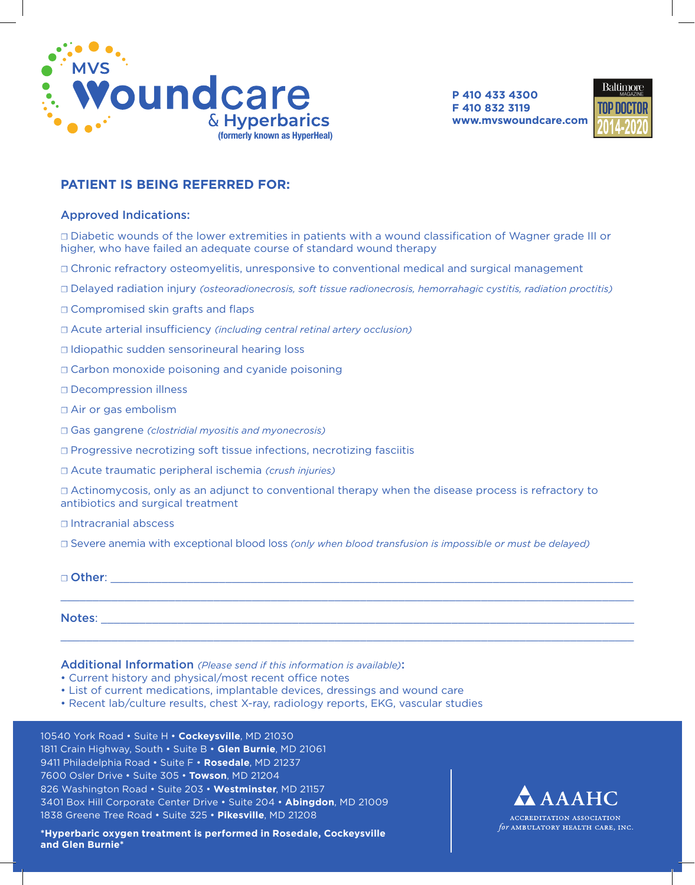**MVS Woundcare & Hyperbarics**
**(formerly known as HyperHeal)**

**P 410 433 4300**
**F 410 832 3119**
**www.mvswoundcare.com**

Baltimore MAGAZINE TOP DOCTOR 2014-2020

## PATIENT IS BEING REFERRED FOR:

### Approved Indications:

□ Diabetic wounds of the lower extremities in patients with a wound classification of Wagner grade III or higher, who have failed an adequate course of standard wound therapy

□ Chronic refractory osteomyelitis, unresponsive to conventional medical and surgical management

□ Delayed radiation injury *(osteoradionecrosis, soft tissue radionecrosis, hemorrhagic cystitis, radiation proctitis)*

□ Compromised skin grafts and flaps

□ Acute arterial insufficiency *(including central retinal artery occlusion)*

□ Idiopathic sudden sensorineural hearing loss

□ Carbon monoxide poisoning and cyanide poisoning

□ Decompression illness

□ Air or gas embolism

□ Gas gangrene *(clostridial myositis and myonecrosis)*

□ Progressive necrotizing soft tissue infections, necrotizing fasciitis

□ Acute traumatic peripheral ischemia *(crush injuries)*

□ Actinomycosis, only as an adjunct to conventional therapy when the disease process is refractory to antibiotics and surgical treatment

□ Intracranial abscess

□ Severe anemia with exceptional blood loss *(only when blood transfusion is impossible or must be delayed)*

□ Other: ______________________________________________________________________________

_____________________________________________________________________________________

Notes: ______________________________________________________________________________

_____________________________________________________________________________________

### Additional Information *(Please send if this information is available)*:

- Current history and physical/most recent office notes
- List of current medications, implantable devices, dressings and wound care
- Recent lab/culture results, chest X-ray, radiology reports, EKG, vascular studies

10540 York Road • Suite H • **Cockeysville**, MD 21030
1811 Crain Highway, South • Suite B • **Glen Burnie**, MD 21061
9411 Philadelphia Road • Suite F • **Rosedale**, MD 21237
7600 Osler Drive • Suite 305 • **Towson**, MD 21204
826 Washington Road • Suite 203 • **Westminster**, MD 21157
3401 Box Hill Corporate Center Drive • Suite 204 • **Abingdon**, MD 21009
1838 Greene Tree Road • Suite 325 • **Pikesville**, MD 21208

**\*Hyperbaric oxygen treatment is performed in Rosedale, Cockeysville and Glen Burnie\***

AAAHC
ACCREDITATION ASSOCIATION *for* AMBULATORY HEALTH CARE, INC.